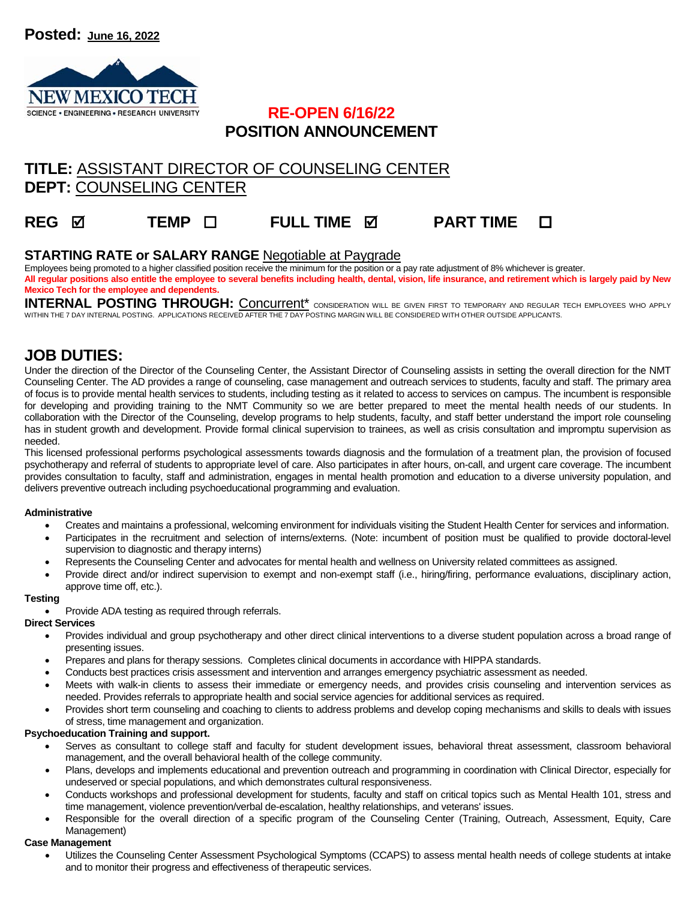**Posted:** June 16, 2022

NEW MEXICO TECH
SCIENCE • ENGINEERING • RESEARCH UNIVERSITY

**RE-OPEN 6/16/22**

**POSITION ANNOUNCEMENT**

## TITLE: ASSISTANT DIRECTOR OF COUNSELING CENTER

## DEPT: COUNSELING CENTER

**REG** ☑ **TEMP** ☐ **FULL TIME** ☑ **PART TIME** ☐

**STARTING RATE or SALARY RANGE** Negotiable at Paygrade

Employees being promoted to a higher classified position receive the minimum for the position or a pay rate adjustment of 8% whichever is greater.

**All regular positions also entitle the employee to several benefits including health, dental, vision, life insurance, and retirement which is largely paid by New Mexico Tech for the employee and dependents.**

**INTERNAL POSTING THROUGH:** Concurrent* CONSIDERATION WILL BE GIVEN FIRST TO TEMPORARY AND REGULAR TECH EMPLOYEES WHO APPLY WITHIN THE 7 DAY INTERNAL POSTING. APPLICATIONS RECEIVED AFTER THE 7 DAY POSTING MARGIN WILL BE CONSIDERED WITH OTHER OUTSIDE APPLICANTS.

## JOB DUTIES:

Under the direction of the Director of the Counseling Center, the Assistant Director of Counseling assists in setting the overall direction for the NMT Counseling Center. The AD provides a range of counseling, case management and outreach services to students, faculty and staff. The primary area of focus is to provide mental health services to students, including testing as it related to access to services on campus. The incumbent is responsible for developing and providing training to the NMT Community so we are better prepared to meet the mental health needs of our students. In collaboration with the Director of the Counseling, develop programs to help students, faculty, and staff better understand the import role counseling has in student growth and development. Provide formal clinical supervision to trainees, as well as crisis consultation and impromptu supervision as needed.

This licensed professional performs psychological assessments towards diagnosis and the formulation of a treatment plan, the provision of focused psychotherapy and referral of students to appropriate level of care. Also participates in after hours, on-call, and urgent care coverage. The incumbent provides consultation to faculty, staff and administration, engages in mental health promotion and education to a diverse university population, and delivers preventive outreach including psychoeducational programming and evaluation.

**Administrative**

- Creates and maintains a professional, welcoming environment for individuals visiting the Student Health Center for services and information.
- Participates in the recruitment and selection of interns/externs. (Note: incumbent of position must be qualified to provide doctoral-level supervision to diagnostic and therapy interns)
- Represents the Counseling Center and advocates for mental health and wellness on University related committees as assigned.
- Provide direct and/or indirect supervision to exempt and non-exempt staff (i.e., hiring/firing, performance evaluations, disciplinary action, approve time off, etc.).

**Testing**

- Provide ADA testing as required through referrals.

**Direct Services**

- Provides individual and group psychotherapy and other direct clinical interventions to a diverse student population across a broad range of presenting issues.
- Prepares and plans for therapy sessions. Completes clinical documents in accordance with HIPPA standards.
- Conducts best practices crisis assessment and intervention and arranges emergency psychiatric assessment as needed.
- Meets with walk-in clients to assess their immediate or emergency needs, and provides crisis counseling and intervention services as needed. Provides referrals to appropriate health and social service agencies for additional services as required.
- Provides short term counseling and coaching to clients to address problems and develop coping mechanisms and skills to deals with issues of stress, time management and organization.

**Psychoeducation Training and support.**

- Serves as consultant to college staff and faculty for student development issues, behavioral threat assessment, classroom behavioral management, and the overall behavioral health of the college community.
- Plans, develops and implements educational and prevention outreach and programming in coordination with Clinical Director, especially for undeserved or special populations, and which demonstrates cultural responsiveness.
- Conducts workshops and professional development for students, faculty and staff on critical topics such as Mental Health 101, stress and time management, violence prevention/verbal de-escalation, healthy relationships, and veterans' issues.
- Responsible for the overall direction of a specific program of the Counseling Center (Training, Outreach, Assessment, Equity, Care Management)

**Case Management**

- Utilizes the Counseling Center Assessment Psychological Symptoms (CCAPS) to assess mental health needs of college students at intake and to monitor their progress and effectiveness of therapeutic services.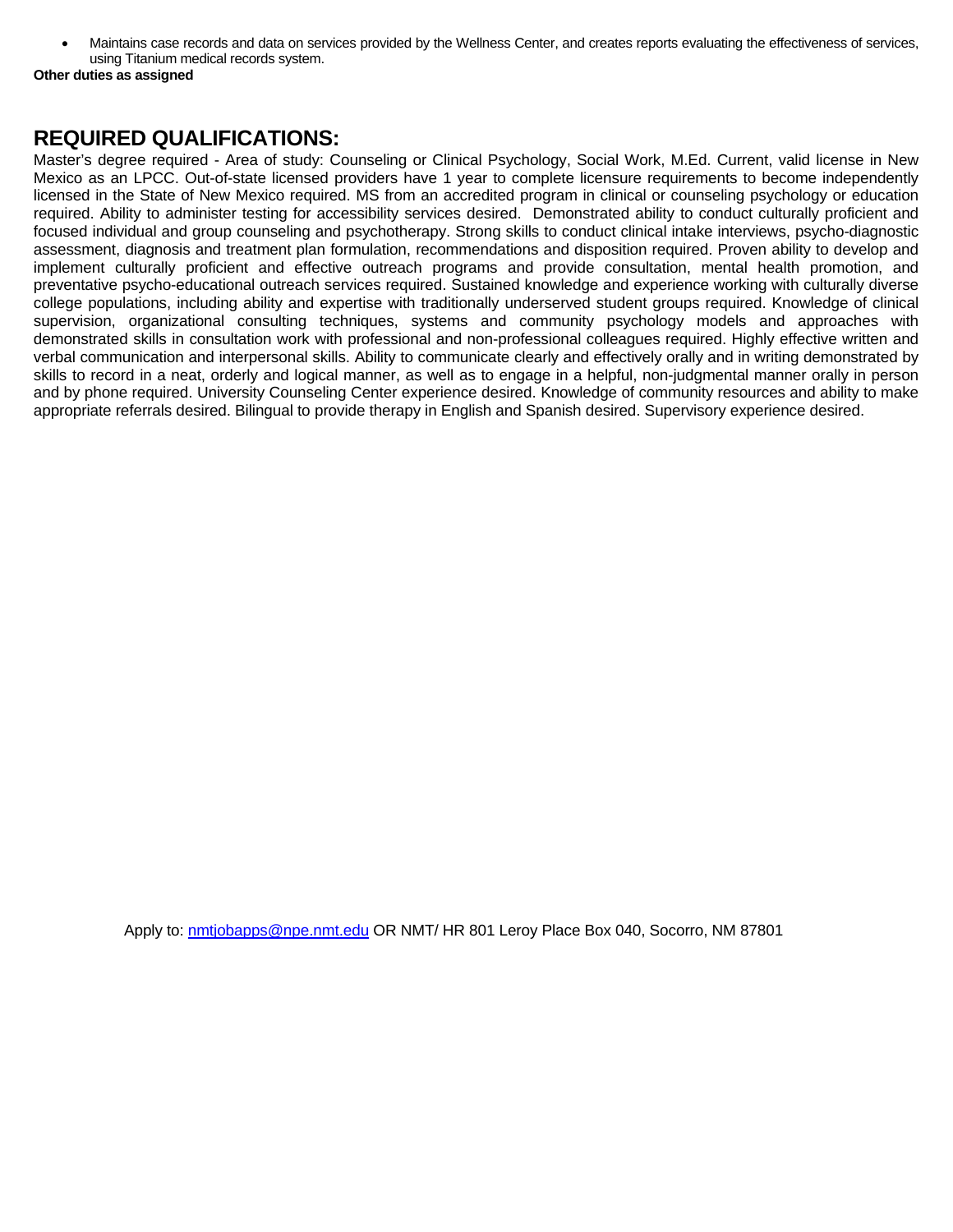- Maintains case records and data on services provided by the Wellness Center, and creates reports evaluating the effectiveness of services, using Titanium medical records system.

**Other duties as assigned**

## REQUIRED QUALIFICATIONS:

Master's degree required - Area of study: Counseling or Clinical Psychology, Social Work, M.Ed. Current, valid license in New Mexico as an LPCC. Out-of-state licensed providers have 1 year to complete licensure requirements to become independently licensed in the State of New Mexico required. MS from an accredited program in clinical or counseling psychology or education required. Ability to administer testing for accessibility services desired. Demonstrated ability to conduct culturally proficient and focused individual and group counseling and psychotherapy. Strong skills to conduct clinical intake interviews, psycho-diagnostic assessment, diagnosis and treatment plan formulation, recommendations and disposition required. Proven ability to develop and implement culturally proficient and effective outreach programs and provide consultation, mental health promotion, and preventative psycho-educational outreach services required. Sustained knowledge and experience working with culturally diverse college populations, including ability and expertise with traditionally underserved student groups required. Knowledge of clinical supervision, organizational consulting techniques, systems and community psychology models and approaches with demonstrated skills in consultation work with professional and non-professional colleagues required. Highly effective written and verbal communication and interpersonal skills. Ability to communicate clearly and effectively orally and in writing demonstrated by skills to record in a neat, orderly and logical manner, as well as to engage in a helpful, non-judgmental manner orally in person and by phone required. University Counseling Center experience desired. Knowledge of community resources and ability to make appropriate referrals desired. Bilingual to provide therapy in English and Spanish desired. Supervisory experience desired.

Apply to: nmtjobapps@npe.nmt.edu OR NMT/ HR 801 Leroy Place Box 040, Socorro, NM 87801